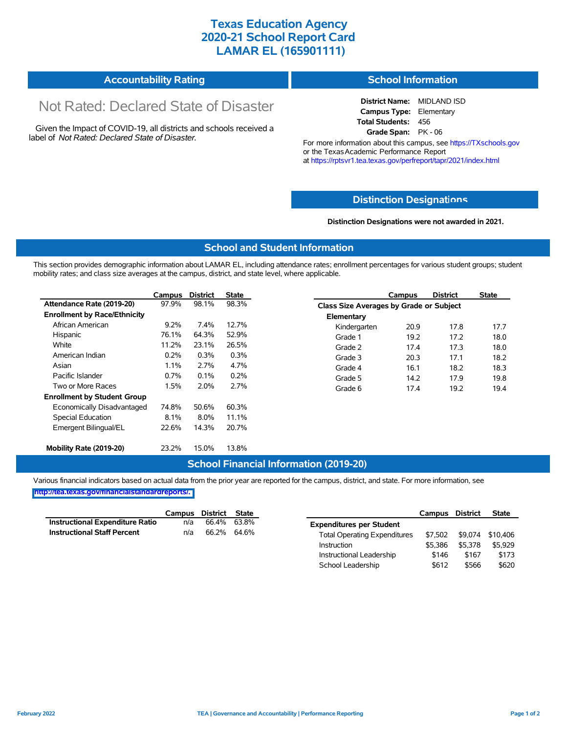# Texas Education Agency
# 2020-21 School Report Card
# LAMAR EL (165901111)

## Accountability Rating

Not Rated: Declared State of Disaster

Given the Impact of COVID-19, all districts and schools received a label of *Not Rated: Declared State of Disaster*.

## School Information

**District Name:** MIDLAND ISD
**Campus Type:** Elementary
**Total Students:** 456
**Grade Span:** PK - 06

For more information about this campus, see https://TXschools.gov or the Texas Academic Performance Report at https://rptsvr1.tea.texas.gov/perfreport/tapr/2021/index.html

## Distinction Designations

**Distinction Designations were not awarded in 2021.**

## School and Student Information

This section provides demographic information about LAMAR EL, including attendance rates; enrollment percentages for various student groups; student mobility rates; and class size averages at the campus, district, and state level, where applicable.

| | Campus | District | State |
|---|---|---|---|
| **Attendance Rate (2019-20)** | 97.9% | 98.1% | 98.3% |
| **Enrollment by Race/Ethnicity** | | | |
| African American | 9.2% | 7.4% | 12.7% |
| Hispanic | 76.1% | 64.3% | 52.9% |
| White | 11.2% | 23.1% | 26.5% |
| American Indian | 0.2% | 0.3% | 0.3% |
| Asian | 1.1% | 2.7% | 4.7% |
| Pacific Islander | 0.7% | 0.1% | 0.2% |
| Two or More Races | 1.5% | 2.0% | 2.7% |
| **Enrollment by Student Group** | | | |
| Economically Disadvantaged | 74.8% | 50.6% | 60.3% |
| Special Education | 8.1% | 8.0% | 11.1% |
| Emergent Bilingual/EL | 22.6% | 14.3% | 20.7% |
| **Mobility Rate (2019-20)** | 23.2% | 15.0% | 13.8% |

| | Campus | District | State |
|---|---|---|---|
| **Class Size Averages by Grade or Subject** | | | |
| **Elementary** | | | |
| Kindergarten | 20.9 | 17.8 | 17.7 |
| Grade 1 | 19.2 | 17.2 | 18.0 |
| Grade 2 | 17.4 | 17.3 | 18.0 |
| Grade 3 | 20.3 | 17.1 | 18.2 |
| Grade 4 | 16.1 | 18.2 | 18.3 |
| Grade 5 | 14.2 | 17.9 | 19.8 |
| Grade 6 | 17.4 | 19.2 | 19.4 |

## School Financial Information (2019-20)

Various financial indicators based on actual data from the prior year are reported for the campus, district, and state. For more information, see http://tea.texas.gov/financialstandardreports/.

| | Campus | District | State |
|---|---|---|---|
| **Instructional Expenditure Ratio** | n/a | 66.4% | 63.8% |
| **Instructional Staff Percent** | n/a | 66.2% | 64.6% |

| | Campus | District | State |
|---|---|---|---|
| **Expenditures per Student** | | | |
| Total Operating Expenditures | $7,502 | $9,074 | $10,406 |
| Instruction | $5,386 | $5,378 | $5,929 |
| Instructional Leadership | $146 | $167 | $173 |
| School Leadership | $612 | $566 | $620 |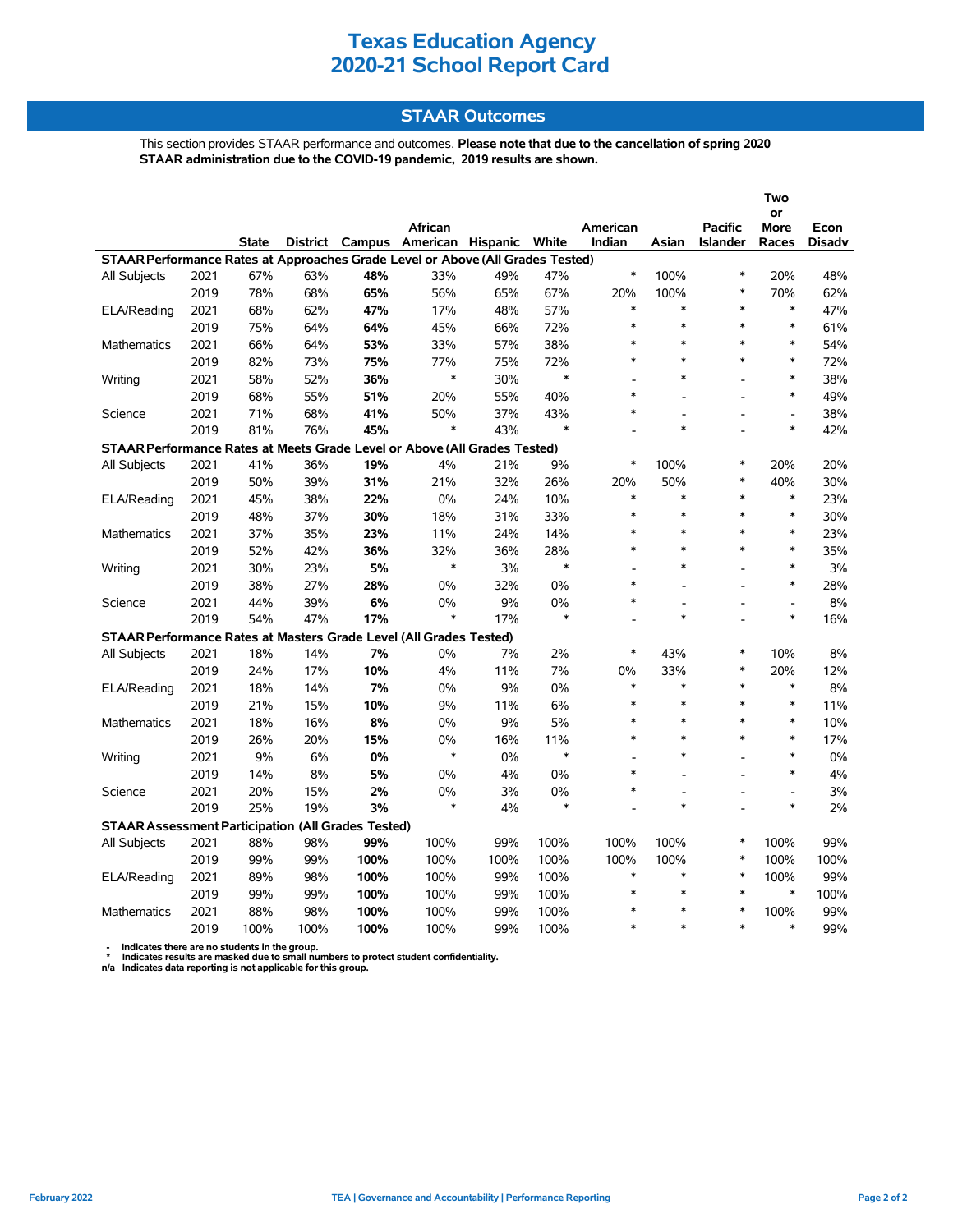# Texas Education Agency
# 2020-21 School Report Card

## STAAR Outcomes

This section provides STAAR performance and outcomes. **Please note that due to the cancellation of spring 2020 STAAR administration due to the COVID-19 pandemic, 2019 results are shown.**

| | | State | District | Campus | African American | Hispanic | White | American Indian | Asian | Pacific Islander | Two or More Races | Econ Disadv |
|---|---|---|---|---|---|---|---|---|---|---|---|---|
| **STAAR Performance Rates at Approaches Grade Level or Above (All Grades Tested)** | | | | | | | | | | | | |
| All Subjects | 2021 | 67% | 63% | **48%** | 33% | 49% | 47% | * | 100% | * | 20% | 48% |
| | 2019 | 78% | 68% | **65%** | 56% | 65% | 67% | 20% | 100% | * | 70% | 62% |
| ELA/Reading | 2021 | 68% | 62% | **47%** | 17% | 48% | 57% | * | * | * | * | 47% |
| | 2019 | 75% | 64% | **64%** | 45% | 66% | 72% | * | * | * | * | 61% |
| Mathematics | 2021 | 66% | 64% | **53%** | 33% | 57% | 38% | * | * | * | * | 54% |
| | 2019 | 82% | 73% | **75%** | 77% | 75% | 72% | * | * | * | * | 72% |
| Writing | 2021 | 58% | 52% | **36%** | * | 30% | * | - | * | - | * | 38% |
| | 2019 | 68% | 55% | **51%** | 20% | 55% | 40% | * | - | - | * | 49% |
| Science | 2021 | 71% | 68% | **41%** | 50% | 37% | 43% | * | - | - | - | 38% |
| | 2019 | 81% | 76% | **45%** | * | 43% | * | - | * | - | * | 42% |
| **STAAR Performance Rates at Meets Grade Level or Above (All Grades Tested)** | | | | | | | | | | | | |
| All Subjects | 2021 | 41% | 36% | **19%** | 4% | 21% | 9% | * | 100% | * | 20% | 20% |
| | 2019 | 50% | 39% | **31%** | 21% | 32% | 26% | 20% | 50% | * | 40% | 30% |
| ELA/Reading | 2021 | 45% | 38% | **22%** | 0% | 24% | 10% | * | * | * | * | 23% |
| | 2019 | 48% | 37% | **30%** | 18% | 31% | 33% | * | * | * | * | 30% |
| Mathematics | 2021 | 37% | 35% | **23%** | 11% | 24% | 14% | * | * | * | * | 23% |
| | 2019 | 52% | 42% | **36%** | 32% | 36% | 28% | * | * | * | * | 35% |
| Writing | 2021 | 30% | 23% | **5%** | * | 3% | * | - | * | - | * | 3% |
| | 2019 | 38% | 27% | **28%** | 0% | 32% | 0% | * | - | - | * | 28% |
| Science | 2021 | 44% | 39% | **6%** | 0% | 9% | 0% | * | - | - | - | 8% |
| | 2019 | 54% | 47% | **17%** | * | 17% | * | - | * | - | * | 16% |
| **STAAR Performance Rates at Masters Grade Level (All Grades Tested)** | | | | | | | | | | | | |
| All Subjects | 2021 | 18% | 14% | **7%** | 0% | 7% | 2% | * | 43% | * | 10% | 8% |
| | 2019 | 24% | 17% | **10%** | 4% | 11% | 7% | 0% | 33% | * | 20% | 12% |
| ELA/Reading | 2021 | 18% | 14% | **7%** | 0% | 9% | 0% | * | * | * | * | 8% |
| | 2019 | 21% | 15% | **10%** | 9% | 11% | 6% | * | * | * | * | 11% |
| Mathematics | 2021 | 18% | 16% | **8%** | 0% | 9% | 5% | * | * | * | * | 10% |
| | 2019 | 26% | 20% | **15%** | 0% | 16% | 11% | * | * | * | * | 17% |
| Writing | 2021 | 9% | 6% | **0%** | * | 0% | * | - | * | - | * | 0% |
| | 2019 | 14% | 8% | **5%** | 0% | 4% | 0% | * | - | - | * | 4% |
| Science | 2021 | 20% | 15% | **2%** | 0% | 3% | 0% | * | - | - | - | 3% |
| | 2019 | 25% | 19% | **3%** | * | 4% | * | - | * | - | * | 2% |
| **STAAR Assessment Participation (All Grades Tested)** | | | | | | | | | | | | |
| All Subjects | 2021 | 88% | 98% | **99%** | 100% | 99% | 100% | 100% | 100% | * | 100% | 99% |
| | 2019 | 99% | 99% | **100%** | 100% | 100% | 100% | 100% | 100% | * | 100% | 100% |
| ELA/Reading | 2021 | 89% | 98% | **100%** | 100% | 99% | 100% | * | * | * | 100% | 99% |
| | 2019 | 99% | 99% | **100%** | 100% | 99% | 100% | * | * | * | * | 100% |
| Mathematics | 2021 | 88% | 98% | **100%** | 100% | 99% | 100% | * | * | * | 100% | 99% |
| | 2019 | 100% | 100% | **100%** | 100% | 99% | 100% | * | * | * | * | 99% |

- Indicates there are no students in the group.
* Indicates results are masked due to small numbers to protect student confidentiality.
n/a Indicates data reporting is not applicable for this group.